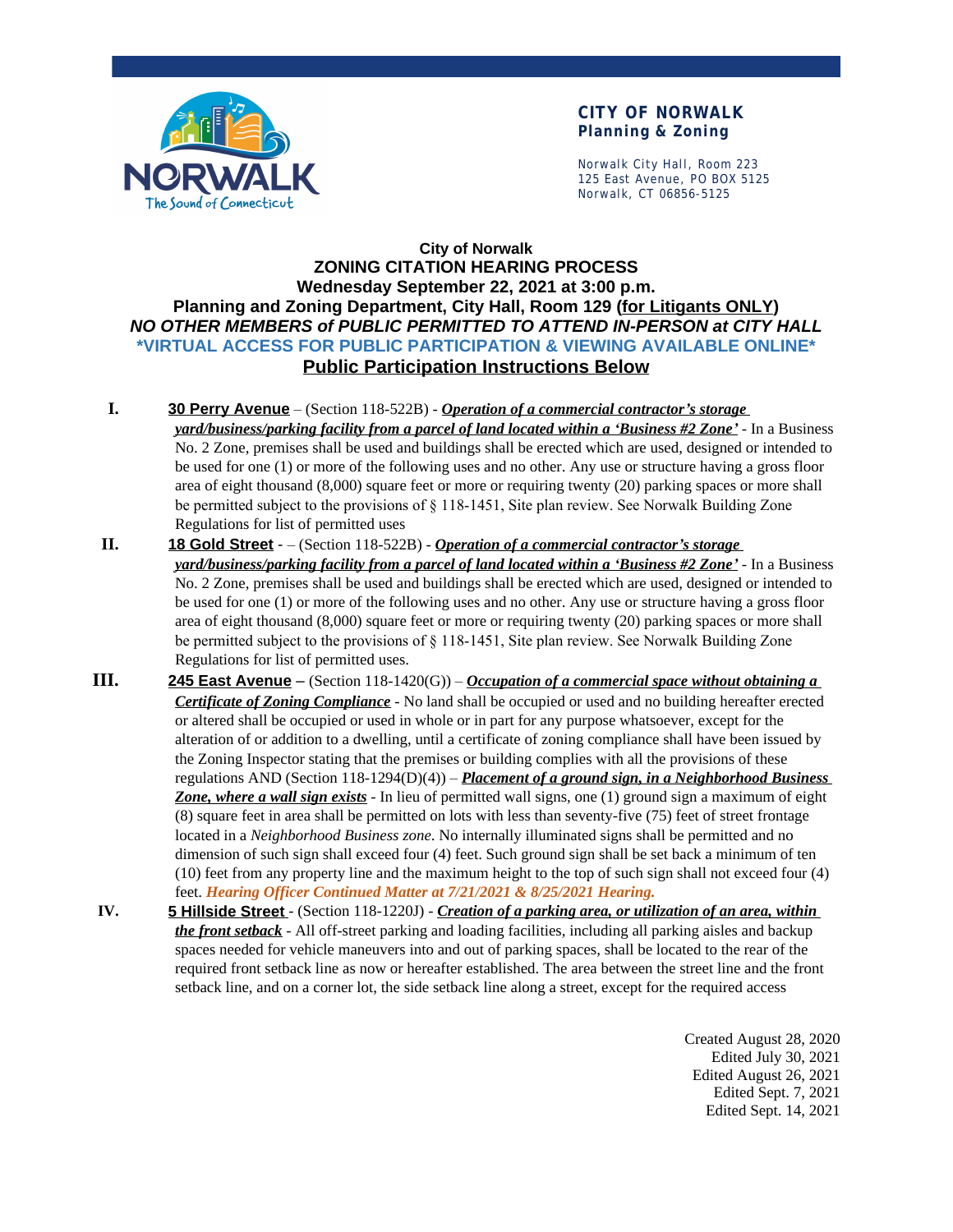**CITY OF NORWALK**
**Planning & Zoning**

Norwalk City Hall, Room 223
125 East Avenue, PO BOX 5125
Norwalk, CT 06856-5125

# City of Norwalk
## ZONING CITATION HEARING PROCESS
## Wednesday September 22, 2021 at 3:00 p.m.
## Planning and Zoning Department, City Hall, Room 129 (for Litigants ONLY)
### *NO OTHER MEMBERS of PUBLIC PERMITTED TO ATTEND IN-PERSON at CITY HALL*
### *VIRTUAL ACCESS FOR PUBLIC PARTICIPATION & VIEWING AVAILABLE ONLINE*
### Public Participation Instructions Below

**I.** **30 Perry Avenue** – (Section 118-522B) - ***Operation of a commercial contractor's storage yard/business/parking facility from a parcel of land located within a 'Business #2 Zone'*** - In a Business No. 2 Zone, premises shall be used and buildings shall be erected which are used, designed or intended to be used for one (1) or more of the following uses and no other. Any use or structure having a gross floor area of eight thousand (8,000) square feet or more or requiring twenty (20) parking spaces or more shall be permitted subject to the provisions of § 118-1451, Site plan review. See Norwalk Building Zone Regulations for list of permitted uses

**II.** **18 Gold Street** - – (Section 118-522B) - ***Operation of a commercial contractor's storage yard/business/parking facility from a parcel of land located within a 'Business #2 Zone'*** - In a Business No. 2 Zone, premises shall be used and buildings shall be erected which are used, designed or intended to be used for one (1) or more of the following uses and no other. Any use or structure having a gross floor area of eight thousand (8,000) square feet or more or requiring twenty (20) parking spaces or more shall be permitted subject to the provisions of § 118-1451, Site plan review. See Norwalk Building Zone Regulations for list of permitted uses.

**III.** **245 East Avenue** – (Section 118-1420(G)) – ***Occupation of a commercial space without obtaining a Certificate of Zoning Compliance*** - No land shall be occupied or used and no building hereafter erected or altered shall be occupied or used in whole or in part for any purpose whatsoever, except for the alteration of or addition to a dwelling, until a certificate of zoning compliance shall have been issued by the Zoning Inspector stating that the premises or building complies with all the provisions of these regulations AND (Section 118-1294(D)(4)) – ***Placement of a ground sign, in a Neighborhood Business Zone, where a wall sign exists*** - In lieu of permitted wall signs, one (1) ground sign a maximum of eight (8) square feet in area shall be permitted on lots with less than seventy-five (75) feet of street frontage located in a *Neighborhood Business zone*. No internally illuminated signs shall be permitted and no dimension of such sign shall exceed four (4) feet. Such ground sign shall be set back a minimum of ten (10) feet from any property line and the maximum height to the top of such sign shall not exceed four (4) feet. ***Hearing Officer Continued Matter at 7/21/2021 & 8/25/2021 Hearing.***

**IV.** **5 Hillside Street** - (Section 118-1220J) - ***Creation of a parking area, or utilization of an area, within the front setback*** - All off-street parking and loading facilities, including all parking aisles and backup spaces needed for vehicle maneuvers into and out of parking spaces, shall be located to the rear of the required front setback line as now or hereafter established. The area between the street line and the front setback line, and on a corner lot, the side setback line along a street, except for the required access

Created August 28, 2020
Edited July 30, 2021
Edited August 26, 2021
Edited Sept. 7, 2021
Edited Sept. 14, 2021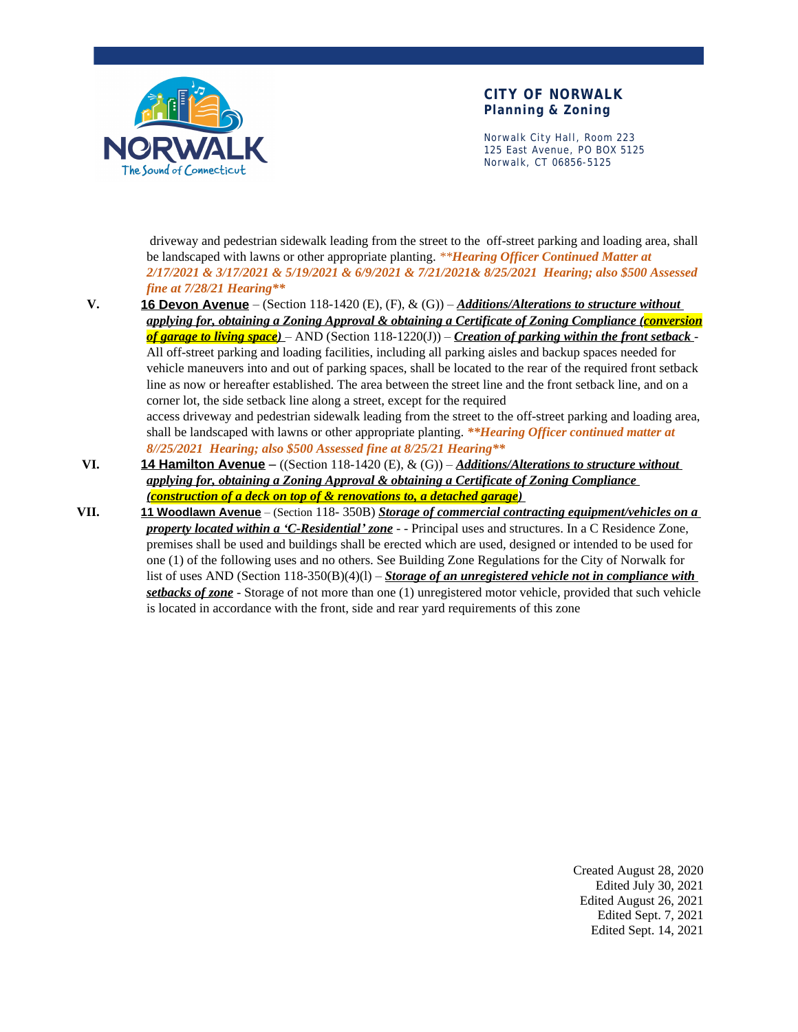driveway and pedestrian sidewalk leading from the street to the off-street parking and loading area, shall be landscaped with lawns or other appropriate planting. ***Hearing Officer Continued Matter at 2/17/2021 & 3/17/2021 & 5/19/2021 & 6/9/2021 & 7/21/2021& 8/25/2021 Hearing; also $500 Assessed fine at 7/28/21 Hearing***

V. **16 Devon Avenue** – (Section 118-1420 (E), (F), & (G)) – ***Additions/Alterations to structure without applying for, obtaining a Zoning Approval & obtaining a Certificate of Zoning Compliance (conversion of garage to living space)*** – AND (Section 118-1220(J)) – ***Creation of parking within the front setback*** - All off-street parking and loading facilities, including all parking aisles and backup spaces needed for vehicle maneuvers into and out of parking spaces, shall be located to the rear of the required front setback line as now or hereafter established. The area between the street line and the front setback line, and on a corner lot, the side setback line along a street, except for the required access driveway and pedestrian sidewalk leading from the street to the off-street parking and loading area, shall be landscaped with lawns or other appropriate planting. ***Hearing Officer continued matter at 8//25/2021 Hearing; also $500 Assessed fine at 8/25/21 Hearing***

VI. **14 Hamilton Avenue** – ((Section 118-1420 (E), & (G)) – ***Additions/Alterations to structure without applying for, obtaining a Zoning Approval & obtaining a Certificate of Zoning Compliance (construction of a deck on top of & renovations to, a detached garage)***

VII. **11 Woodlawn Avenue** – (Section 118- 350B) ***Storage of commercial contracting equipment/vehicles on a property located within a 'C-Residential' zone*** - - Principal uses and structures. In a C Residence Zone, premises shall be used and buildings shall be erected which are used, designed or intended to be used for one (1) of the following uses and no others. See Building Zone Regulations for the City of Norwalk for list of uses AND (Section 118-350(B)(4)(l) – ***Storage of an unregistered vehicle not in compliance with setbacks of zone*** - Storage of not more than one (1) unregistered motor vehicle, provided that such vehicle is located in accordance with the front, side and rear yard requirements of this zone

Created August 28, 2020
Edited July 30, 2021
Edited August 26, 2021
Edited Sept. 7, 2021
Edited Sept. 14, 2021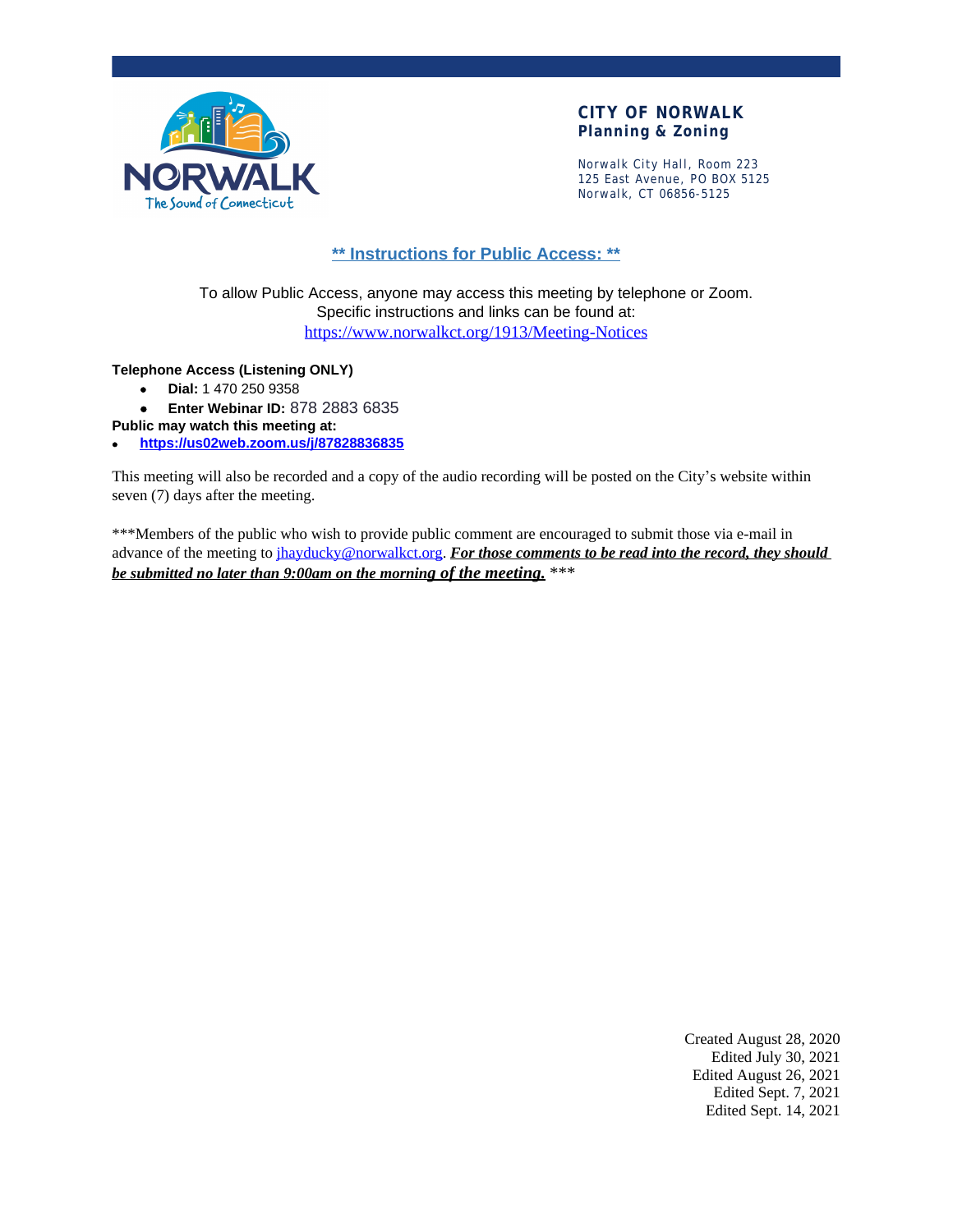**CITY OF NORWALK**
**Planning & Zoning**

Norwalk City Hall, Room 223
125 East Avenue, PO BOX 5125
Norwalk, CT 06856-5125

## ** Instructions for Public Access: **

To allow Public Access, anyone may access this meeting by telephone or Zoom.
Specific instructions and links can be found at:
https://www.norwalkct.org/1913/Meeting-Notices

**Telephone Access (Listening ONLY)**

- **Dial:** 1 470 250 9358
- **Enter Webinar ID:** 878 2883 6835

**Public may watch this meeting at:**

- **https://us02web.zoom.us/j/87828836835**

This meeting will also be recorded and a copy of the audio recording will be posted on the City's website within seven (7) days after the meeting.

***Members of the public who wish to provide public comment are encouraged to submit those via e-mail in advance of the meeting to jhayducky@norwalkct.org. ***For those comments to be read into the record, they should be submitted no later than 9:00am on the morning of the meeting.*** ***

Created August 28, 2020
Edited July 30, 2021
Edited August 26, 2021
Edited Sept. 7, 2021
Edited Sept. 14, 2021